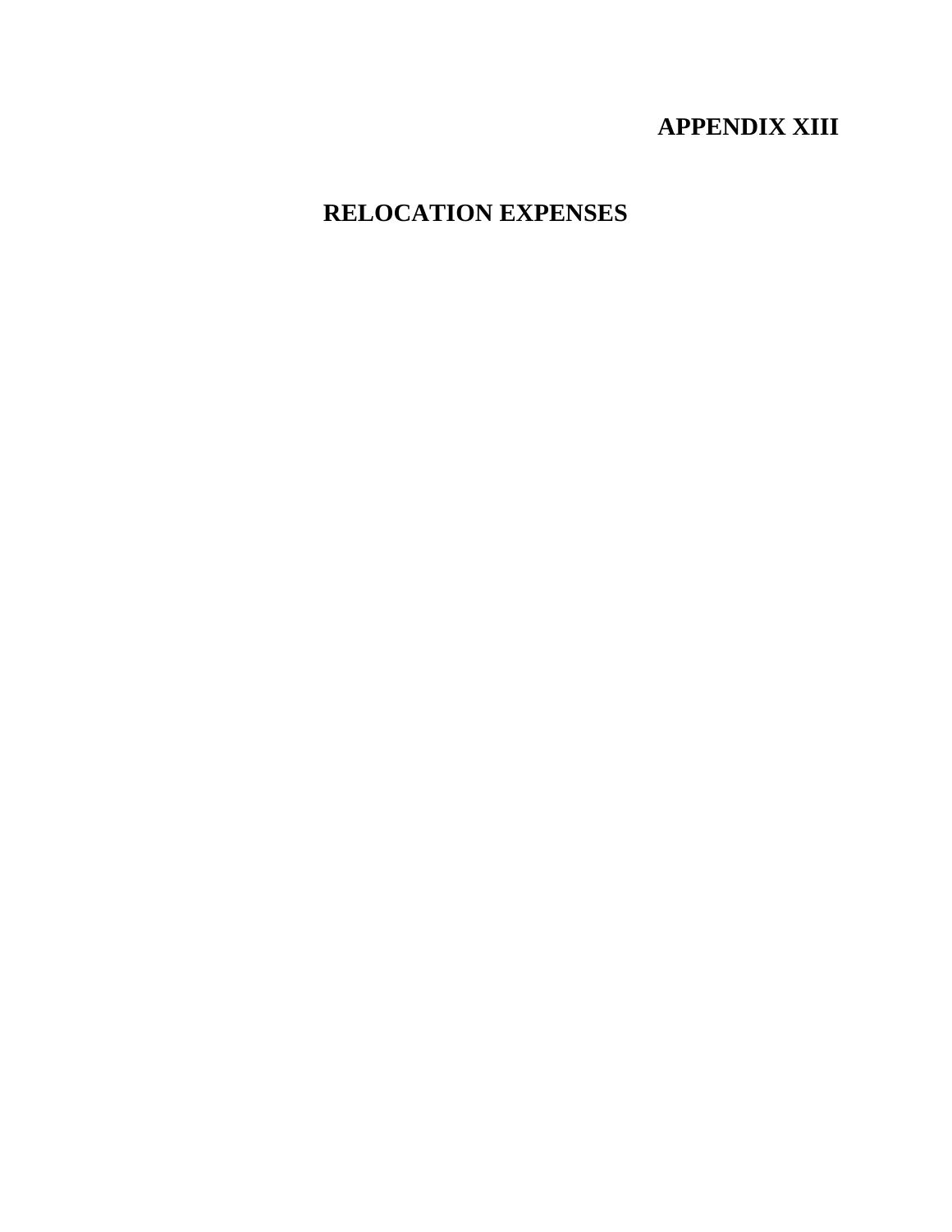# APPENDIX XIII

## RELOCATION EXPENSES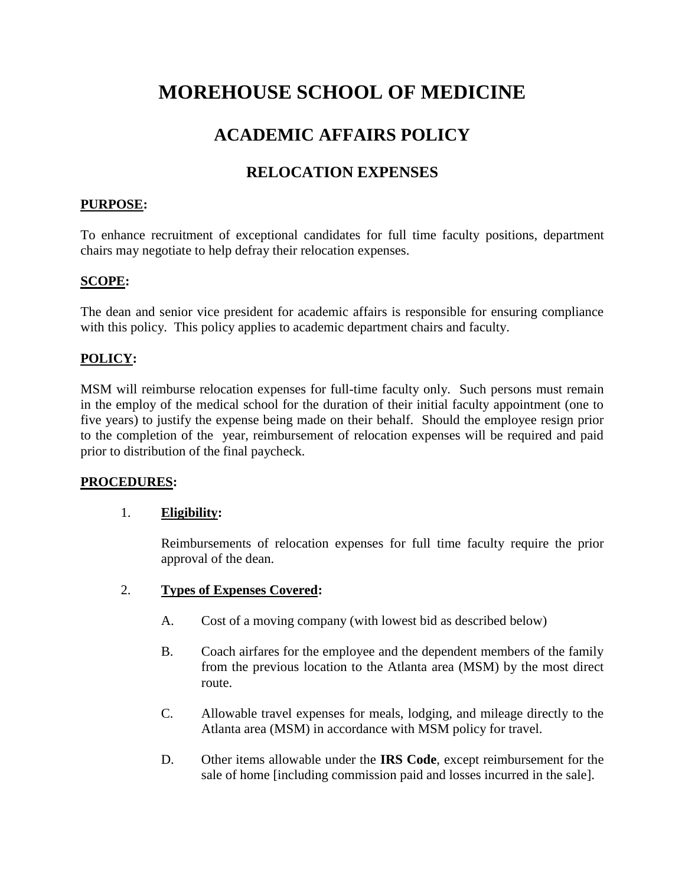# MOREHOUSE SCHOOL OF MEDICINE

## ACADEMIC AFFAIRS POLICY

### RELOCATION EXPENSES

**PURPOSE:**

To enhance recruitment of exceptional candidates for full time faculty positions, department chairs may negotiate to help defray their relocation expenses.

**SCOPE:**

The dean and senior vice president for academic affairs is responsible for ensuring compliance with this policy. This policy applies to academic department chairs and faculty.

**POLICY:**

MSM will reimburse relocation expenses for full-time faculty only. Such persons must remain in the employ of the medical school for the duration of their initial faculty appointment (one to five years) to justify the expense being made on their behalf. Should the employee resign prior to the completion of the year, reimbursement of relocation expenses will be required and paid prior to distribution of the final paycheck.

**PROCEDURES:**

1. **Eligibility:**

   Reimbursements of relocation expenses for full time faculty require the prior approval of the dean.

2. **Types of Expenses Covered:**

   A. Cost of a moving company (with lowest bid as described below)

   B. Coach airfares for the employee and the dependent members of the family from the previous location to the Atlanta area (MSM) by the most direct route.

   C. Allowable travel expenses for meals, lodging, and mileage directly to the Atlanta area (MSM) in accordance with MSM policy for travel.

   D. Other items allowable under the **IRS Code**, except reimbursement for the sale of home [including commission paid and losses incurred in the sale].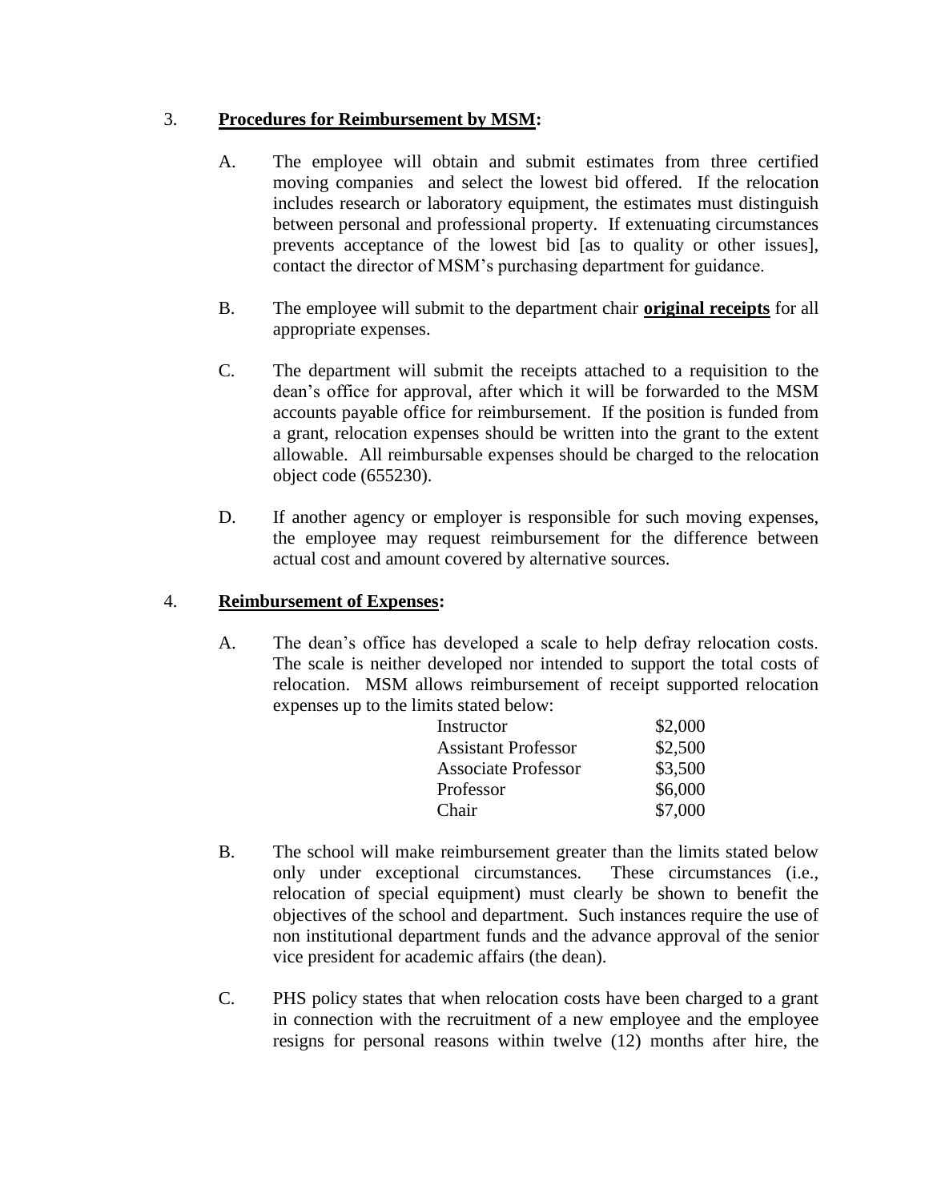3. **<u>Procedures for Reimbursement by MSM</u>:**

   A. The employee will obtain and submit estimates from three certified moving companies and select the lowest bid offered. If the relocation includes research or laboratory equipment, the estimates must distinguish between personal and professional property. If extenuating circumstances prevents acceptance of the lowest bid [as to quality or other issues], contact the director of MSM's purchasing department for guidance.

   B. The employee will submit to the department chair **<u>original receipts</u>** for all appropriate expenses.

   C. The department will submit the receipts attached to a requisition to the dean's office for approval, after which it will be forwarded to the MSM accounts payable office for reimbursement. If the position is funded from a grant, relocation expenses should be written into the grant to the extent allowable. All reimbursable expenses should be charged to the relocation object code (655230).

   D. If another agency or employer is responsible for such moving expenses, the employee may request reimbursement for the difference between actual cost and amount covered by alternative sources.

4. **<u>Reimbursement of Expenses</u>:**

   A. The dean's office has developed a scale to help defray relocation costs. The scale is neither developed nor intended to support the total costs of relocation. MSM allows reimbursement of receipt supported relocation expenses up to the limits stated below:

   | | |
   |---|---|
   | Instructor | $2,000 |
   | Assistant Professor | $2,500 |
   | Associate Professor | $3,500 |
   | Professor | $6,000 |
   | Chair | $7,000 |

   B. The school will make reimbursement greater than the limits stated below only under exceptional circumstances. These circumstances (i.e., relocation of special equipment) must clearly be shown to benefit the objectives of the school and department. Such instances require the use of non institutional department funds and the advance approval of the senior vice president for academic affairs (the dean).

   C. PHS policy states that when relocation costs have been charged to a grant in connection with the recruitment of a new employee and the employee resigns for personal reasons within twelve (12) months after hire, the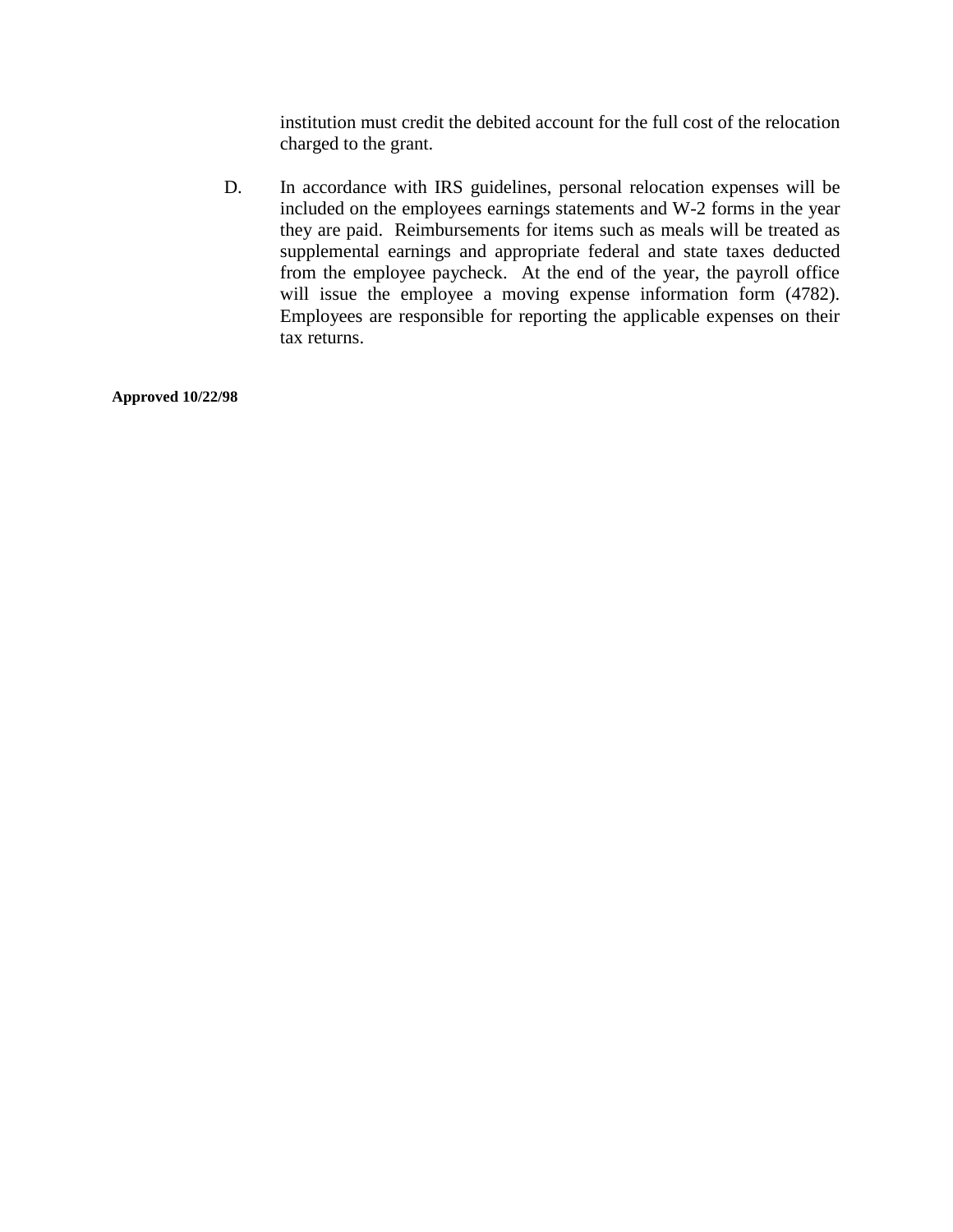institution must credit the debited account for the full cost of the relocation charged to the grant.

D. In accordance with IRS guidelines, personal relocation expenses will be included on the employees earnings statements and W-2 forms in the year they are paid. Reimbursements for items such as meals will be treated as supplemental earnings and appropriate federal and state taxes deducted from the employee paycheck. At the end of the year, the payroll office will issue the employee a moving expense information form (4782). Employees are responsible for reporting the applicable expenses on their tax returns.

**Approved 10/22/98**